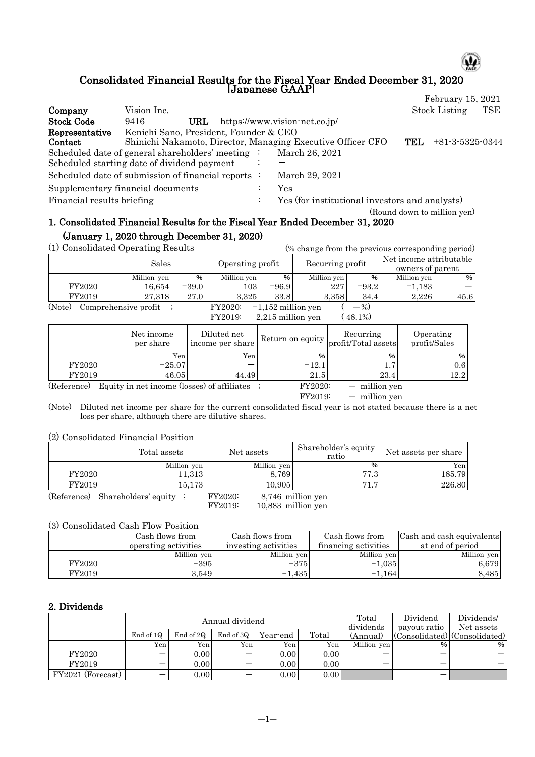# Consolidated Financial Results for the Fiscal Year Ended December 31, 2020 [Japanese GAAP]

February 15, 2021

| | | | |
|---|---|---|---|
| **Company** | Vision Inc. | Stock Listing | TSE |
| **Stock Code** | 9416 | **URL** | https://www.vision-net.co.jp/ |
| **Representative** | Kenichi Sano, President, Founder & CEO | | |
| **Contact** | Shinichi Nakamoto, Director, Managing Executive Officer CFO | **TEL** | +81-3-5325-0344 |

Scheduled date of general shareholders' meeting : March 26, 2021
Scheduled starting date of dividend payment : —
Scheduled date of submission of financial reports : March 29, 2021
Supplementary financial documents : Yes
Financial results briefing : Yes (for institutional investors and analysts)

(Round down to million yen)

## 1. Consolidated Financial Results for the Fiscal Year Ended December 31, 2020 (January 1, 2020 through December 31, 2020)

(1) Consolidated Operating Results (% change from the previous corresponding period)

| | Sales | | Operating profit | | Recurring profit | | Net income attributable owners of parent | |
|---|---|---|---|---|---|---|---|---|
| | Million yen | % | Million yen | % | Million yen | % | Million yen | % |
| FY2020 | 16,654 | −39.0 | 103 | −96.9 | 227 | −93.2 | −1,183 | — |
| FY2019 | 27,318 | 27.0 | 3,325 | 33.8 | 3,358 | 34.4 | 2,226 | 45.6 |

(Note) Comprehensive profit ; FY2020: −1,152 million yen ( —%)
FY2019: 2,215 million yen (48.1%)

| | Net income per share | Diluted net income per share | Return on equity | Recurring profit/Total assets | Operating profit/Sales |
|---|---|---|---|---|---|
| | Yen | Yen | % | % | % |
| FY2020 | −25.07 | — | −12.1 | 1.7 | 0.6 |
| FY2019 | 46.05 | 44.49 | 21.5 | 23.4 | 12.2 |

(Reference) Equity in net income (losses) of affiliates ; FY2020: — million yen
FY2019: — million yen

(Note) Diluted net income per share for the current consolidated fiscal year is not stated because there is a net loss per share, although there are dilutive shares.

(2) Consolidated Financial Position

| | Total assets | Net assets | Shareholder's equity ratio | Net assets per share |
|---|---|---|---|---|
| | Million yen | Million yen | % | Yen |
| FY2020 | 11,313 | 8,769 | 77.3 | 185.79 |
| FY2019 | 15,173 | 10,905 | 71.7 | 226.80 |

(Reference) Shareholders' equity ; FY2020: 8,746 million yen
FY2019: 10,883 million yen

(3) Consolidated Cash Flow Position

| | Cash flows from operating activities | Cash flows from investing activities | Cash flows from financing activities | Cash and cash equivalents at end of period |
|---|---|---|---|---|
| | Million yen | Million yen | Million yen | Million yen |
| FY2020 | −395 | −375 | −1,035 | 6,679 |
| FY2019 | 3,549 | −1,435 | −1,164 | 8,485 |

## 2. Dividends

| | Annual dividend | | | | | Total dividends (Annual) | Dividend payout ratio (Consolidated) | Dividends/ Net assets (Consolidated) |
|---|---|---|---|---|---|---|---|---|
| | End of 1Q | End of 2Q | End of 3Q | Year-end | Total | | | |
| | Yen | Yen | Yen | Yen | Yen | Million yen | % | % |
| FY2020 | — | 0.00 | — | 0.00 | 0.00 | — | — | — |
| FY2019 | — | 0.00 | — | 0.00 | 0.00 | — | — | — |
| FY2021 (Forecast) | — | 0.00 | — | 0.00 | 0.00 | | — | |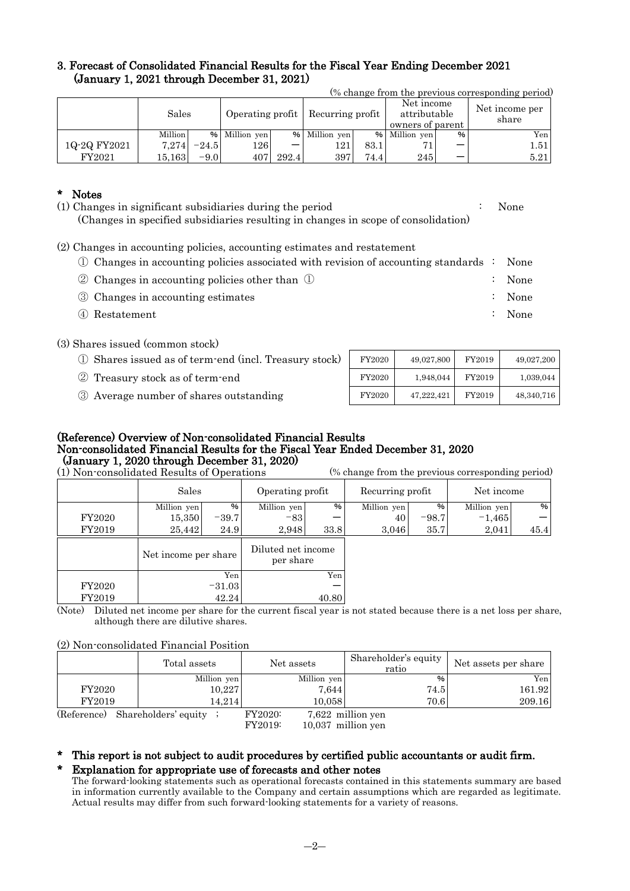### 3. Forecast of Consolidated Financial Results for the Fiscal Year Ending December 2021 (January 1, 2021 through December 31, 2021)

(% change from the previous corresponding period)

| | Sales | | Operating profit | | Recurring profit | | Net income attributable owners of parent | | Net income per share |
|---|---|---|---|---|---|---|---|---|---|
| | Million | % | Million yen | % | Million yen | % | Million yen | % | Yen |
| 1Q-2Q FY2021 | 7,274 | −24.5 | 126 | ― | 121 | 83.1 | 71 | ― | 1.51 |
| FY2021 | 15,163 | −9.0 | 407 | 292.4 | 397 | 74.4 | 245 | ― | 5.21 |

## * Notes

(1) Changes in significant subsidiaries during the period : None
(Changes in specified subsidiaries resulting in changes in scope of consolidation)

(2) Changes in accounting policies, accounting estimates and restatement

① Changes in accounting policies associated with revision of accounting standards : None

② Changes in accounting policies other than ① : None

③ Changes in accounting estimates : None

④ Restatement : None

(3) Shares issued (common stock)

| | | | | |
|---|---|---|---|---|
| ① Shares issued as of term-end (incl. Treasury stock) | FY2020 | 49,027,800 | FY2019 | 49,027,200 |
| ② Treasury stock as of term-end | FY2020 | 1,948,044 | FY2019 | 1,039,044 |
| ③ Average number of shares outstanding | FY2020 | 47,222,421 | FY2019 | 48,340,716 |

### (Reference) Overview of Non-consolidated Financial Results
### Non-consolidated Financial Results for the Fiscal Year Ended December 31, 2020 (January 1, 2020 through December 31, 2020)

(1) Non-consolidated Results of Operations (% change from the previous corresponding period)

| | Sales | | Operating profit | | Recurring profit | | Net income | |
|---|---|---|---|---|---|---|---|---|
| | Million yen | % | Million yen | % | Million yen | % | Million yen | % |
| FY2020 | 15,350 | −39.7 | −83 | ― | 40 | −98.7 | −1,465 | ― |
| FY2019 | 25,442 | 24.9 | 2,948 | 33.8 | 3,046 | 35.7 | 2,041 | 45.4 |

| | Net income per share | Diluted net income per share |
|---|---|---|
| | Yen | Yen |
| FY2020 | −31.03 | ― |
| FY2019 | 42.24 | 40.80 |

(Note) Diluted net income per share for the current fiscal year is not stated because there is a net loss per share, although there are dilutive shares.

(2) Non-consolidated Financial Position

| | Total assets | Net assets | Shareholder's equity ratio | Net assets per share |
|---|---|---|---|---|
| | Million yen | Million yen | % | Yen |
| FY2020 | 10,227 | 7,644 | 74.5 | 161.92 |
| FY2019 | 14,214 | 10,058 | 70.6 | 209.16 |

(Reference) Shareholders' equity ; FY2020: 7,622 million yen
FY2019: 10,037 million yen

## * This report is not subject to audit procedures by certified public accountants or audit firm.

## * Explanation for appropriate use of forecasts and other notes

The forward-looking statements such as operational forecasts contained in this statements summary are based in information currently available to the Company and certain assumptions which are regarded as legitimate. Actual results may differ from such forward-looking statements for a variety of reasons.